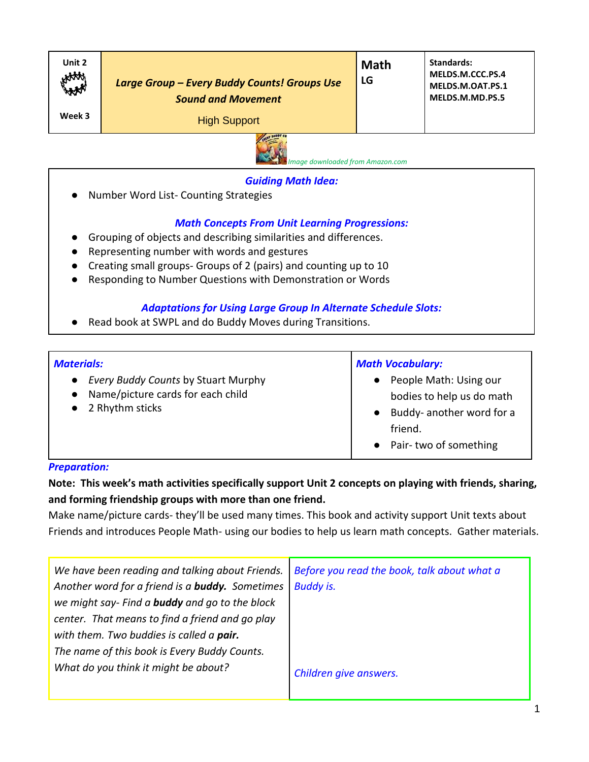| Unit 2<br><br>Week 3 | ***Large Group – Every Buddy Counts! Groups Use Sound and Movement***<br>High Support | **Math**<br>**LG** | **Standards:**<br>**MELDS.M.CCC.PS.4**<br>**MELDS.M.OAT.PS.1**<br>**MELDS.M.MD.PS.5** |
|---|---|---|---|

*Image downloaded from Amazon.com*

### *Guiding Math Idea:*

- Number Word List- Counting Strategies

### *Math Concepts From Unit Learning Progressions:*

- Grouping of objects and describing similarities and differences.
- Representing number with words and gestures
- Creating small groups- Groups of 2 (pairs) and counting up to 10
- Responding to Number Questions with Demonstration or Words

### *Adaptations for Using Large Group In Alternate Schedule Slots:*

- Read book at SWPL and do Buddy Moves during Transitions.

| ***Materials:*** | ***Math Vocabulary:*** |
|---|---|
| • *Every Buddy Counts* by Stuart Murphy<br>• Name/picture cards for each child<br>• 2 Rhythm sticks | • People Math: Using our bodies to help us do math<br>• Buddy- another word for a friend.<br>• Pair- two of something |

***Preparation:***

**Note: This week's math activities specifically support Unit 2 concepts on playing with friends, sharing, and forming friendship groups with more than one friend.**

Make name/picture cards- they'll be used many times. This book and activity support Unit texts about Friends and introduces People Math- using our bodies to help us learn math concepts. Gather materials.

| *We have been reading and talking about Friends. Another word for a friend is a **buddy.** Sometimes we might say- Find a **buddy** and go to the block center. That means to find a friend and go play with them. Two buddies is called a **pair.***<br>*The name of this book is Every Buddy Counts. What do you think it might be about?* | *Before you read the book, talk about what a Buddy is.*<br><br>*Children give answers.* |
|---|---|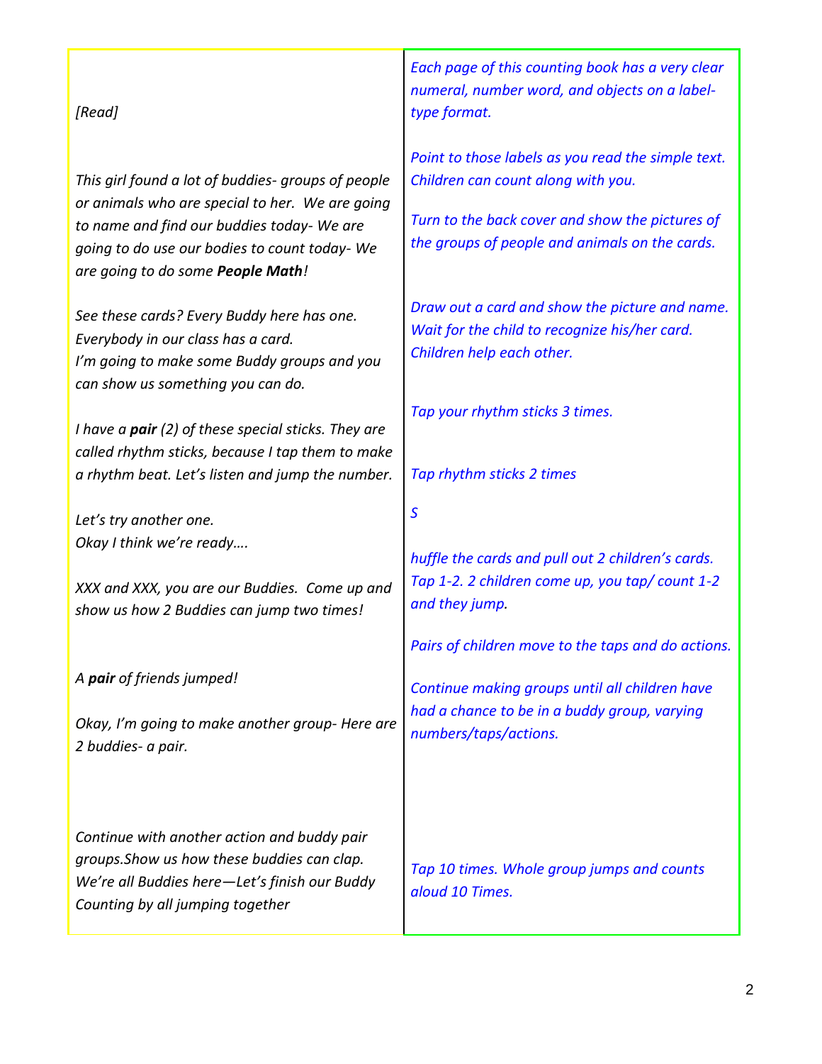| | |
|---|---|
| *[Read]* | *Each page of this counting book has a very clear numeral, number word, and objects on a label-type format.* <br><br> *Point to those labels as you read the simple text. Children can count along with you.* |
| *This girl found a lot of buddies- groups of people or animals who are special to her. We are going to name and find our buddies today- We are going to do use our bodies to count today- We are going to do some **People Math**!* | *Turn to the back cover and show the pictures of the groups of people and animals on the cards.* |
| *See these cards? Every Buddy here has one. Everybody in our class has a card.* <br> *I'm going to make some Buddy groups and you can show us something you can do.* | *Draw out a card and show the picture and name. Wait for the child to recognize his/her card. Children help each other.* |
| *I have a **pair** (2) of these special sticks. They are called rhythm sticks, because I tap them to make a rhythm beat. Let's listen and jump the number.* | *Tap your rhythm sticks 3 times.* <br><br> *Tap rhythm sticks 2 times* |
| *Let's try another one.* <br> *Okay I think we're ready….* <br><br> *XXX and XXX, you are our Buddies. Come up and show us how 2 Buddies can jump two times!* | *S* <br><br> *huffle the cards and pull out 2 children's cards. Tap 1-2. 2 children come up, you tap/ count 1-2 and they jump.* <br><br> *Pairs of children move to the taps and do actions.* |
| *A **pair** of friends jumped!* <br><br> *Okay, I'm going to make another group- Here are 2 buddies- a pair.* | *Continue making groups until all children have had a chance to be in a buddy group, varying numbers/taps/actions.* |
| *Continue with another action and buddy pair groups.Show us how these buddies can clap.* <br> *We're all Buddies here—Let's finish our Buddy Counting by all jumping together* | *Tap 10 times. Whole group jumps and counts aloud 10 Times.* |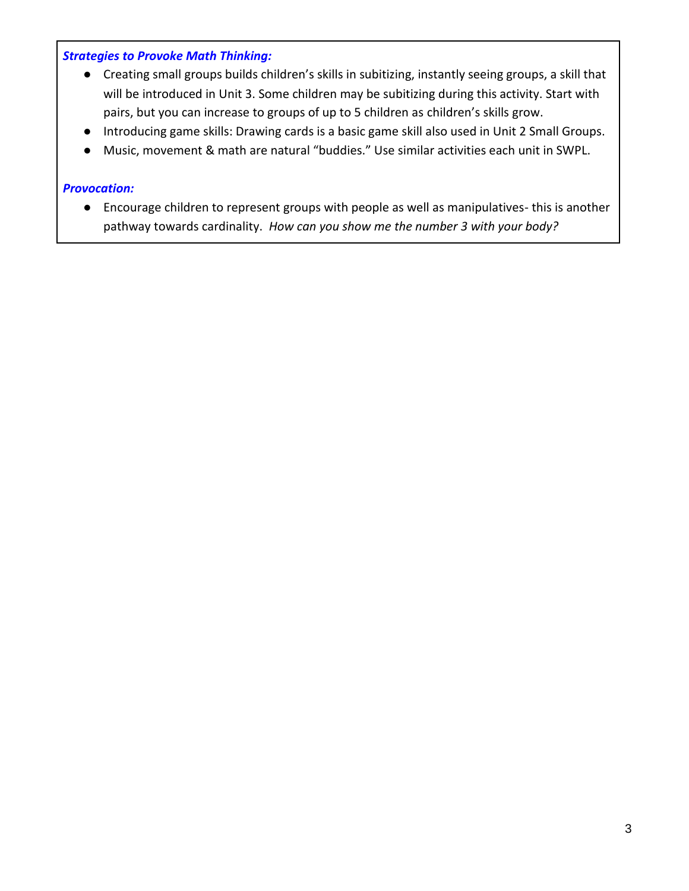***Strategies to Provoke Math Thinking:***

- Creating small groups builds children's skills in subitizing, instantly seeing groups, a skill that will be introduced in Unit 3. Some children may be subitizing during this activity. Start with pairs, but you can increase to groups of up to 5 children as children's skills grow.
- Introducing game skills: Drawing cards is a basic game skill also used in Unit 2 Small Groups.
- Music, movement & math are natural "buddies." Use similar activities each unit in SWPL.

***Provocation:***

- Encourage children to represent groups with people as well as manipulatives- this is another pathway towards cardinality. *How can you show me the number 3 with your body?*